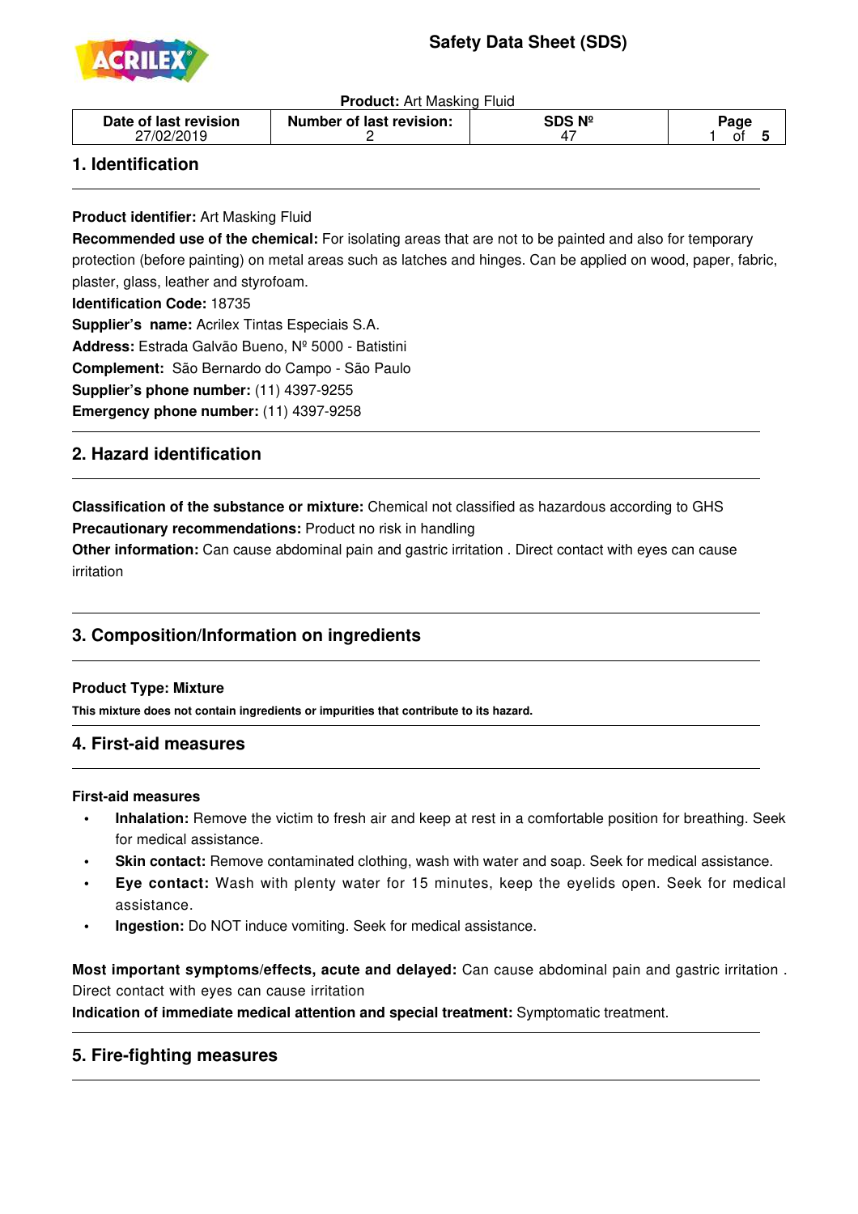# Safety Data Sheet (SDS)

**Product:** Art Masking Fluid

| Date of last revision | Number of last revision: | SDS Nº | Page |
|---|---|---|---|
| 27/02/2019 | 2 | 47 | 1 of 5 |

## 1. Identification

**Product identifier:** Art Masking Fluid

**Recommended use of the chemical:** For isolating areas that are not to be painted and also for temporary protection (before painting) on metal areas such as latches and hinges. Can be applied on wood, paper, fabric, plaster, glass, leather and styrofoam.

**Identification Code:** 18735

**Supplier's name:** Acrilex Tintas Especiais S.A.

**Address:** Estrada Galvão Bueno, Nº 5000 - Batistini

**Complement:** São Bernardo do Campo - São Paulo

**Supplier's phone number:** (11) 4397-9255

**Emergency phone number:** (11) 4397-9258

## 2. Hazard identification

**Classification of the substance or mixture:** Chemical not classified as hazardous according to GHS

**Precautionary recommendations:** Product no risk in handling

**Other information:** Can cause abdominal pain and gastric irritation . Direct contact with eyes can cause irritation

## 3. Composition/Information on ingredients

**Product Type: Mixture**

**This mixture does not contain ingredients or impurities that contribute to its hazard.**

## 4. First-aid measures

**First-aid measures**

- **Inhalation:** Remove the victim to fresh air and keep at rest in a comfortable position for breathing. Seek for medical assistance.
- **Skin contact:** Remove contaminated clothing, wash with water and soap. Seek for medical assistance.
- **Eye contact:** Wash with plenty water for 15 minutes, keep the eyelids open. Seek for medical assistance.
- **Ingestion:** Do NOT induce vomiting. Seek for medical assistance.

**Most important symptoms/effects, acute and delayed:** Can cause abdominal pain and gastric irritation . Direct contact with eyes can cause irritation

**Indication of immediate medical attention and special treatment:** Symptomatic treatment.

## 5. Fire-fighting measures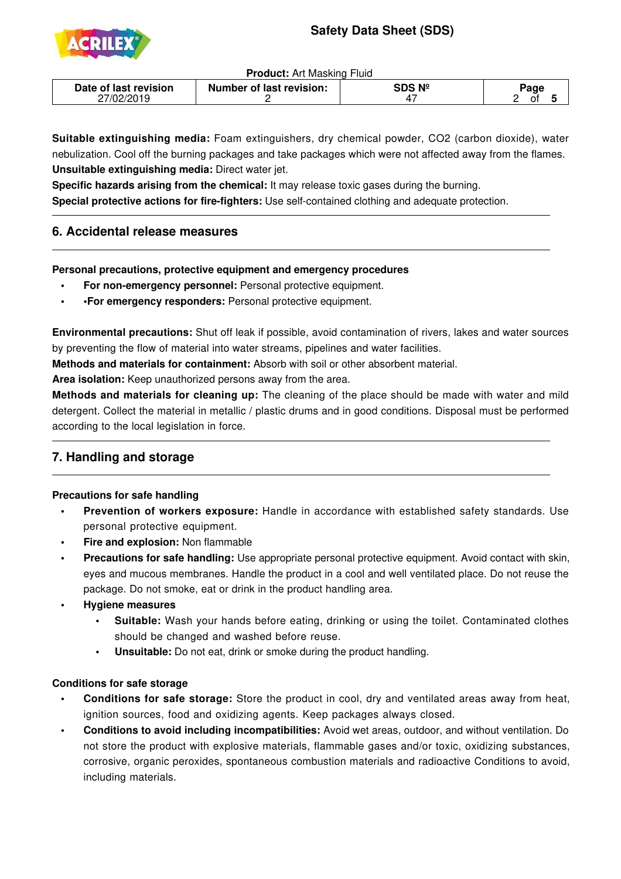**Suitable extinguishing media:** Foam extinguishers, dry chemical powder, $CO_2$ (carbon dioxide), water nebulization. Cool off the burning packages and take packages which were not affected away from the flames.
**Unsuitable extinguishing media:** Direct water jet.
**Specific hazards arising from the chemical:** It may release toxic gases during the burning.
**Special protective actions for fire-fighters:** Use self-contained clothing and adequate protection.

## 6. Accidental release measures

**Personal precautions, protective equipment and emergency procedures**

- **For non-emergency personnel:** Personal protective equipment.
- •**For emergency responders:** Personal protective equipment.

**Environmental precautions:** Shut off leak if possible, avoid contamination of rivers, lakes and water sources by preventing the flow of material into water streams, pipelines and water facilities.
**Methods and materials for containment:** Absorb with soil or other absorbent material.
**Area isolation:** Keep unauthorized persons away from the area.
**Methods and materials for cleaning up:** The cleaning of the place should be made with water and mild detergent. Collect the material in metallic / plastic drums and in good conditions. Disposal must be performed according to the local legislation in force.

## 7. Handling and storage

**Precautions for safe handling**

- **Prevention of workers exposure:** Handle in accordance with established safety standards. Use personal protective equipment.
- **Fire and explosion:** Non flammable
- **Precautions for safe handling:** Use appropriate personal protective equipment. Avoid contact with skin, eyes and mucous membranes. Handle the product in a cool and well ventilated place. Do not reuse the package. Do not smoke, eat or drink in the product handling area.
- **Hygiene measures**
    - **Suitable:** Wash your hands before eating, drinking or using the toilet. Contaminated clothes should be changed and washed before reuse.
    - **Unsuitable:** Do not eat, drink or smoke during the product handling.

**Conditions for safe storage**

- **Conditions for safe storage:** Store the product in cool, dry and ventilated areas away from heat, ignition sources, food and oxidizing agents. Keep packages always closed.
- **Conditions to avoid including incompatibilities:** Avoid wet areas, outdoor, and without ventilation. Do not store the product with explosive materials, flammable gases and/or toxic, oxidizing substances, corrosive, organic peroxides, spontaneous combustion materials and radioactive Conditions to avoid, including materials.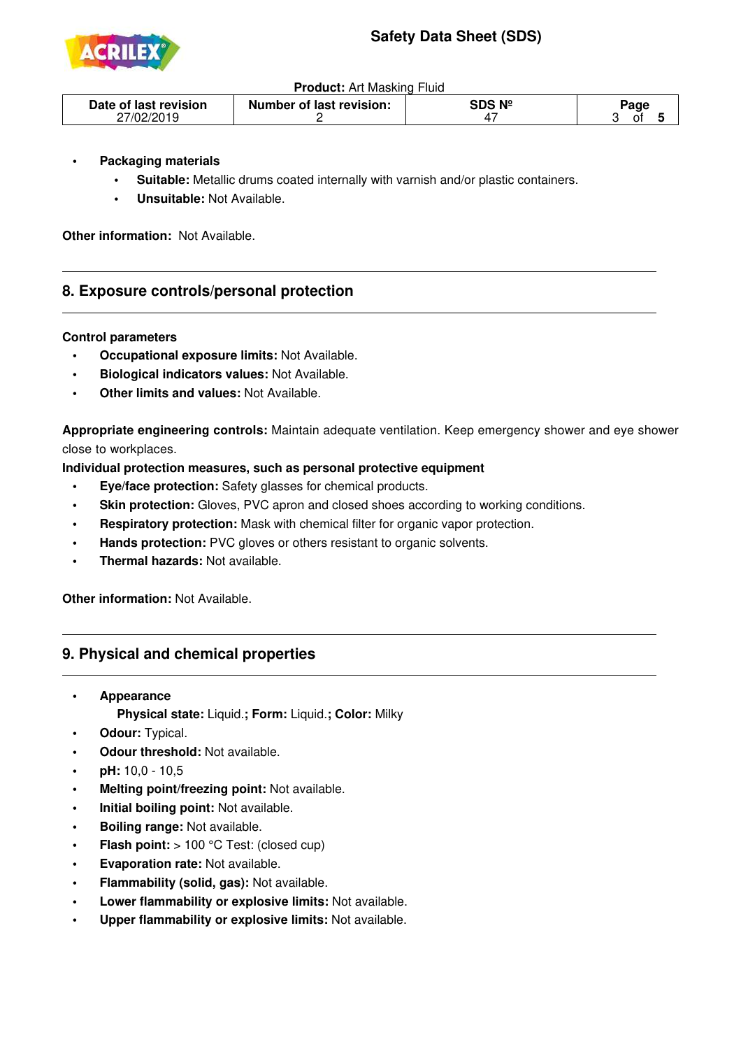- **Packaging materials**
  - **Suitable:** Metallic drums coated internally with varnish and/or plastic containers.
  - **Unsuitable:** Not Available.

**Other information:** Not Available.

## 8. Exposure controls/personal protection

**Control parameters**

- **Occupational exposure limits:** Not Available.
- **Biological indicators values:** Not Available.
- **Other limits and values:** Not Available.

**Appropriate engineering controls:** Maintain adequate ventilation. Keep emergency shower and eye shower close to workplaces.

**Individual protection measures, such as personal protective equipment**

- **Eye/face protection:** Safety glasses for chemical products.
- **Skin protection:** Gloves, PVC apron and closed shoes according to working conditions.
- **Respiratory protection:** Mask with chemical filter for organic vapor protection.
- **Hands protection:** PVC gloves or others resistant to organic solvents.
- **Thermal hazards:** Not available.

**Other information:** Not Available.

## 9. Physical and chemical properties

- **Appearance**
  **Physical state:** Liquid.**; Form:** Liquid.**; Color:** Milky
- **Odour:** Typical.
- **Odour threshold:** Not available.
- **pH:** 10,0 - 10,5
- **Melting point/freezing point:** Not available.
- **Initial boiling point:** Not available.
- **Boiling range:** Not available.
- **Flash point:** > 100 °C Test: (closed cup)
- **Evaporation rate:** Not available.
- **Flammability (solid, gas):** Not available.
- **Lower flammability or explosive limits:** Not available.
- **Upper flammability or explosive limits:** Not available.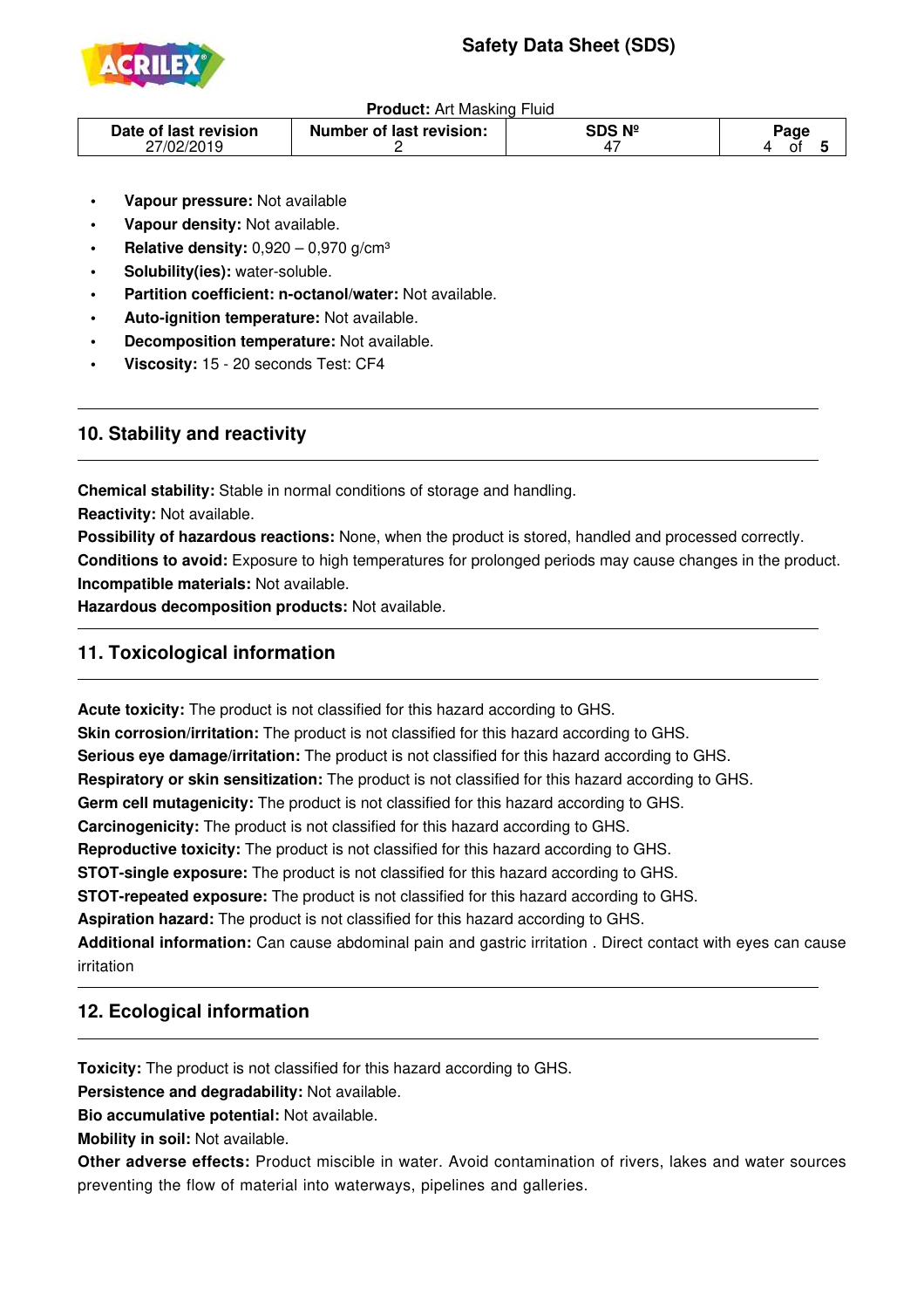- **Vapour pressure:** Not available
- **Vapour density:** Not available.
- **Relative density:** 0,920 – 0,970 g/cm³
- **Solubility(ies):** water-soluble.
- **Partition coefficient: n-octanol/water:** Not available.
- **Auto-ignition temperature:** Not available.
- **Decomposition temperature:** Not available.
- **Viscosity:** 15 - 20 seconds Test: CF4

## 10. Stability and reactivity

**Chemical stability:** Stable in normal conditions of storage and handling.
**Reactivity:** Not available.
**Possibility of hazardous reactions:** None, when the product is stored, handled and processed correctly.
**Conditions to avoid:** Exposure to high temperatures for prolonged periods may cause changes in the product.
**Incompatible materials:** Not available.
**Hazardous decomposition products:** Not available.

## 11. Toxicological information

**Acute toxicity:** The product is not classified for this hazard according to GHS.
**Skin corrosion/irritation:** The product is not classified for this hazard according to GHS.
**Serious eye damage/irritation:** The product is not classified for this hazard according to GHS.
**Respiratory or skin sensitization:** The product is not classified for this hazard according to GHS.
**Germ cell mutagenicity:** The product is not classified for this hazard according to GHS.
**Carcinogenicity:** The product is not classified for this hazard according to GHS.
**Reproductive toxicity:** The product is not classified for this hazard according to GHS.
**STOT-single exposure:** The product is not classified for this hazard according to GHS.
**STOT-repeated exposure:** The product is not classified for this hazard according to GHS.
**Aspiration hazard:** The product is not classified for this hazard according to GHS.
**Additional information:** Can cause abdominal pain and gastric irritation . Direct contact with eyes can cause irritation

## 12. Ecological information

**Toxicity:** The product is not classified for this hazard according to GHS.
**Persistence and degradability:** Not available.
**Bio accumulative potential:** Not available.
**Mobility in soil:** Not available.
**Other adverse effects:** Product miscible in water. Avoid contamination of rivers, lakes and water sources preventing the flow of material into waterways, pipelines and galleries.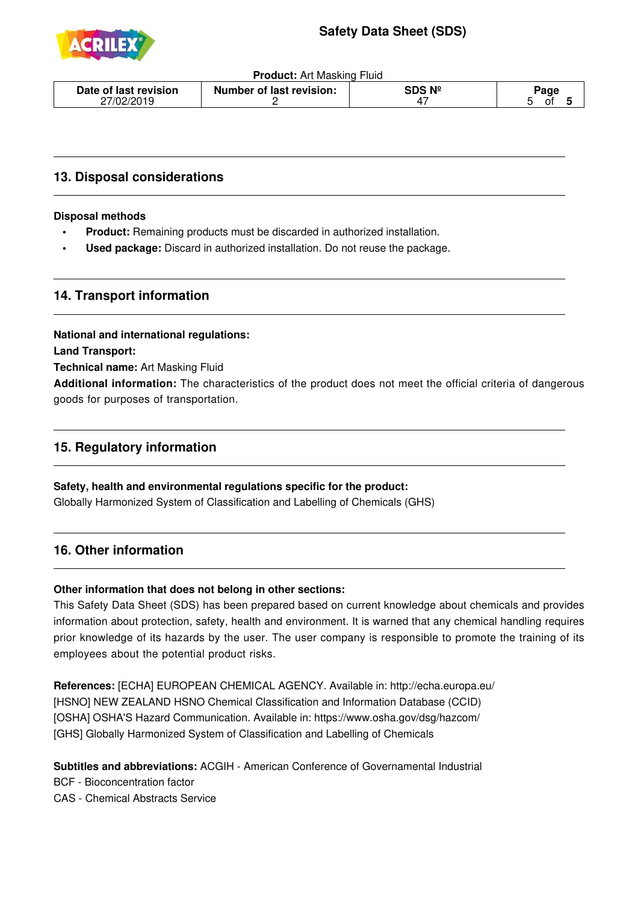## 13. Disposal considerations

**Disposal methods**

- **Product:** Remaining products must be discarded in authorized installation.
- **Used package:** Discard in authorized installation. Do not reuse the package.

## 14. Transport information

**National and international regulations:**

**Land Transport:**

**Technical name:** Art Masking Fluid

**Additional information:** The characteristics of the product does not meet the official criteria of dangerous goods for purposes of transportation.

## 15. Regulatory information

**Safety, health and environmental regulations specific for the product:**

Globally Harmonized System of Classification and Labelling of Chemicals (GHS)

## 16. Other information

**Other information that does not belong in other sections:**

This Safety Data Sheet (SDS) has been prepared based on current knowledge about chemicals and provides information about protection, safety, health and environment. It is warned that any chemical handling requires prior knowledge of its hazards by the user. The user company is responsible to promote the training of its employees about the potential product risks.

**References:** [ECHA] EUROPEAN CHEMICAL AGENCY. Available in: http://echa.europa.eu/
[HSNO] NEW ZEALAND HSNO Chemical Classification and Information Database (CCID)
[OSHA] OSHA'S Hazard Communication. Available in: https://www.osha.gov/dsg/hazcom/
[GHS] Globally Harmonized System of Classification and Labelling of Chemicals

**Subtitles and abbreviations:** ACGIH - American Conference of Governamental Industrial
BCF - Bioconcentration factor
CAS - Chemical Abstracts Service